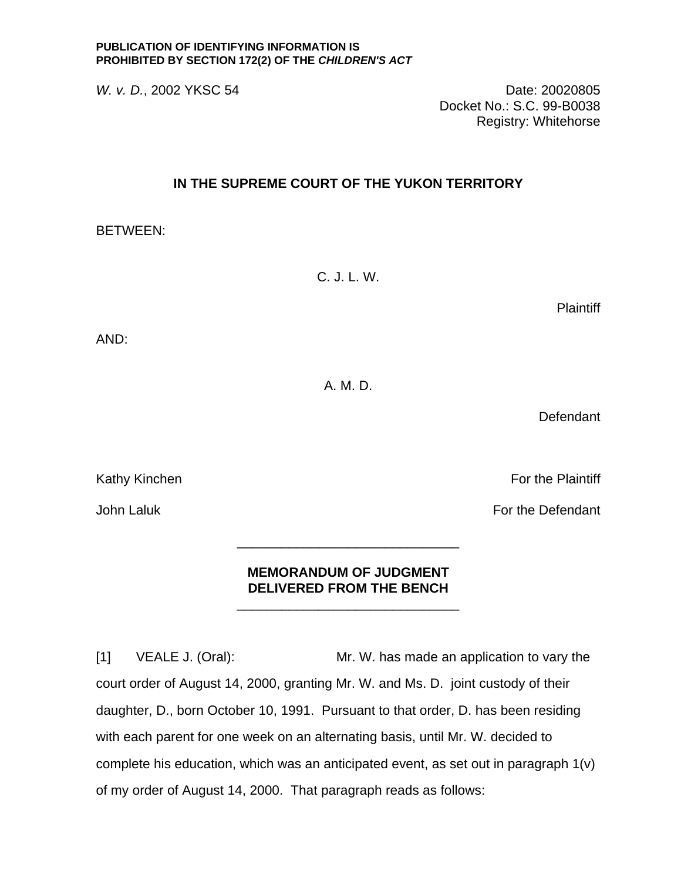**PUBLICATION OF IDENTIFYING INFORMATION IS PROHIBITED BY SECTION 172(2) OF THE *CHILDREN'S ACT***

*W. v. D.*, 2002 YKSC 54

Date: 20020805
Docket No.: S.C. 99-B0038
Registry: Whitehorse

# IN THE SUPREME COURT OF THE YUKON TERRITORY

BETWEEN:

C. J. L. W.

Plaintiff

AND:

A. M. D.

Defendant

Kathy Kinchen — For the Plaintiff

John Laluk — For the Defendant

---

## MEMORANDUM OF JUDGMENT DELIVERED FROM THE BENCH

---

[1] VEALE J. (Oral): Mr. W. has made an application to vary the court order of August 14, 2000, granting Mr. W. and Ms. D. joint custody of their daughter, D., born October 10, 1991. Pursuant to that order, D. has been residing with each parent for one week on an alternating basis, until Mr. W. decided to complete his education, which was an anticipated event, as set out in paragraph 1(v) of my order of August 14, 2000. That paragraph reads as follows: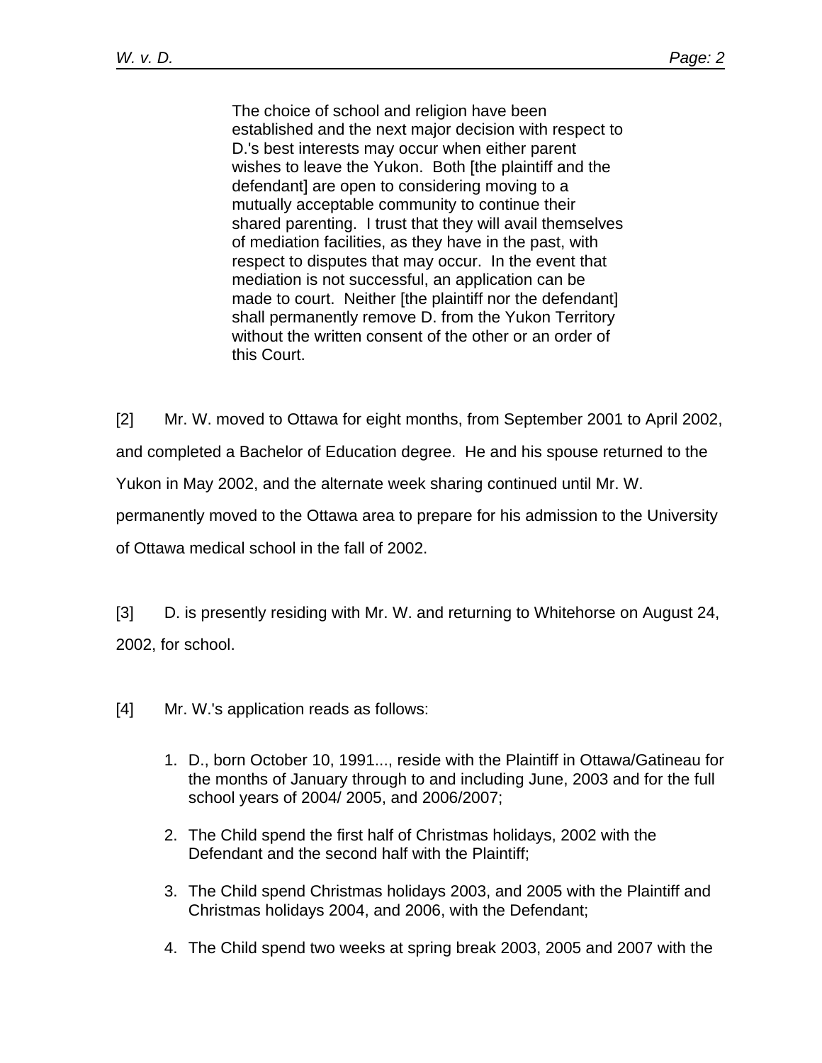> The choice of school and religion have been established and the next major decision with respect to D.'s best interests may occur when either parent wishes to leave the Yukon. Both [the plaintiff and the defendant] are open to considering moving to a mutually acceptable community to continue their shared parenting. I trust that they will avail themselves of mediation facilities, as they have in the past, with respect to disputes that may occur. In the event that mediation is not successful, an application can be made to court. Neither [the plaintiff nor the defendant] shall permanently remove D. from the Yukon Territory without the written consent of the other or an order of this Court.

[2] Mr. W. moved to Ottawa for eight months, from September 2001 to April 2002, and completed a Bachelor of Education degree. He and his spouse returned to the Yukon in May 2002, and the alternate week sharing continued until Mr. W. permanently moved to the Ottawa area to prepare for his admission to the University of Ottawa medical school in the fall of 2002.

[3] D. is presently residing with Mr. W. and returning to Whitehorse on August 24, 2002, for school.

[4] Mr. W.'s application reads as follows:

1. D., born October 10, 1991..., reside with the Plaintiff in Ottawa/Gatineau for the months of January through to and including June, 2003 and for the full school years of 2004/ 2005, and 2006/2007;
2. The Child spend the first half of Christmas holidays, 2002 with the Defendant and the second half with the Plaintiff;
3. The Child spend Christmas holidays 2003, and 2005 with the Plaintiff and Christmas holidays 2004, and 2006, with the Defendant;
4. The Child spend two weeks at spring break 2003, 2005 and 2007 with the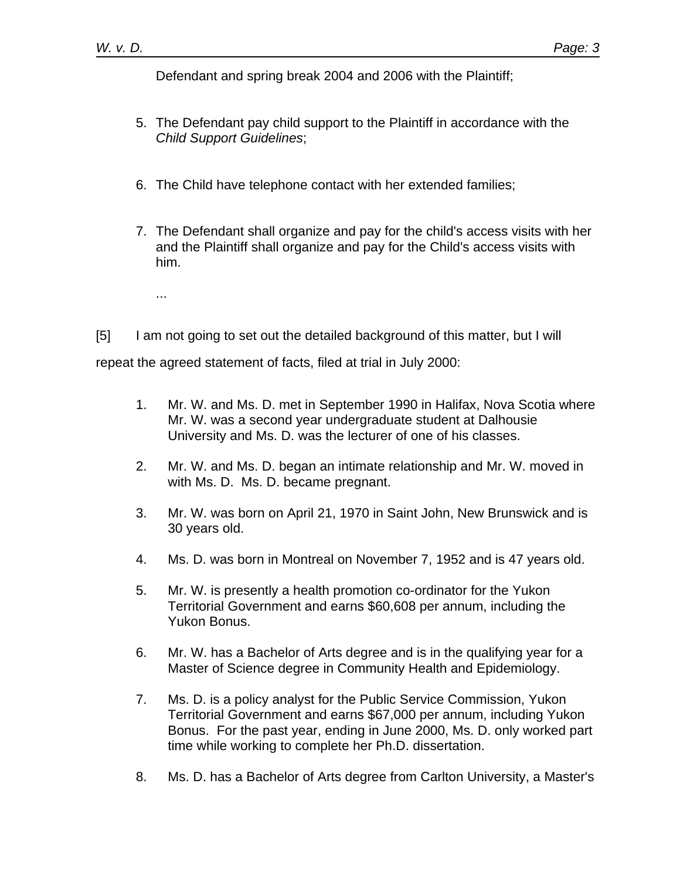Defendant and spring break 2004 and 2006 with the Plaintiff;

5. The Defendant pay child support to the Plaintiff in accordance with the *Child Support Guidelines*;

6. The Child have telephone contact with her extended families;

7. The Defendant shall organize and pay for the child's access visits with her and the Plaintiff shall organize and pay for the Child's access visits with him.

...

[5] I am not going to set out the detailed background of this matter, but I will repeat the agreed statement of facts, filed at trial in July 2000:

1. Mr. W. and Ms. D. met in September 1990 in Halifax, Nova Scotia where Mr. W. was a second year undergraduate student at Dalhousie University and Ms. D. was the lecturer of one of his classes.

2. Mr. W. and Ms. D. began an intimate relationship and Mr. W. moved in with Ms. D. Ms. D. became pregnant.

3. Mr. W. was born on April 21, 1970 in Saint John, New Brunswick and is 30 years old.

4. Ms. D. was born in Montreal on November 7, 1952 and is 47 years old.

5. Mr. W. is presently a health promotion co-ordinator for the Yukon Territorial Government and earns $60,608 per annum, including the Yukon Bonus.

6. Mr. W. has a Bachelor of Arts degree and is in the qualifying year for a Master of Science degree in Community Health and Epidemiology.

7. Ms. D. is a policy analyst for the Public Service Commission, Yukon Territorial Government and earns $67,000 per annum, including Yukon Bonus. For the past year, ending in June 2000, Ms. D. only worked part time while working to complete her Ph.D. dissertation.

8. Ms. D. has a Bachelor of Arts degree from Carlton University, a Master's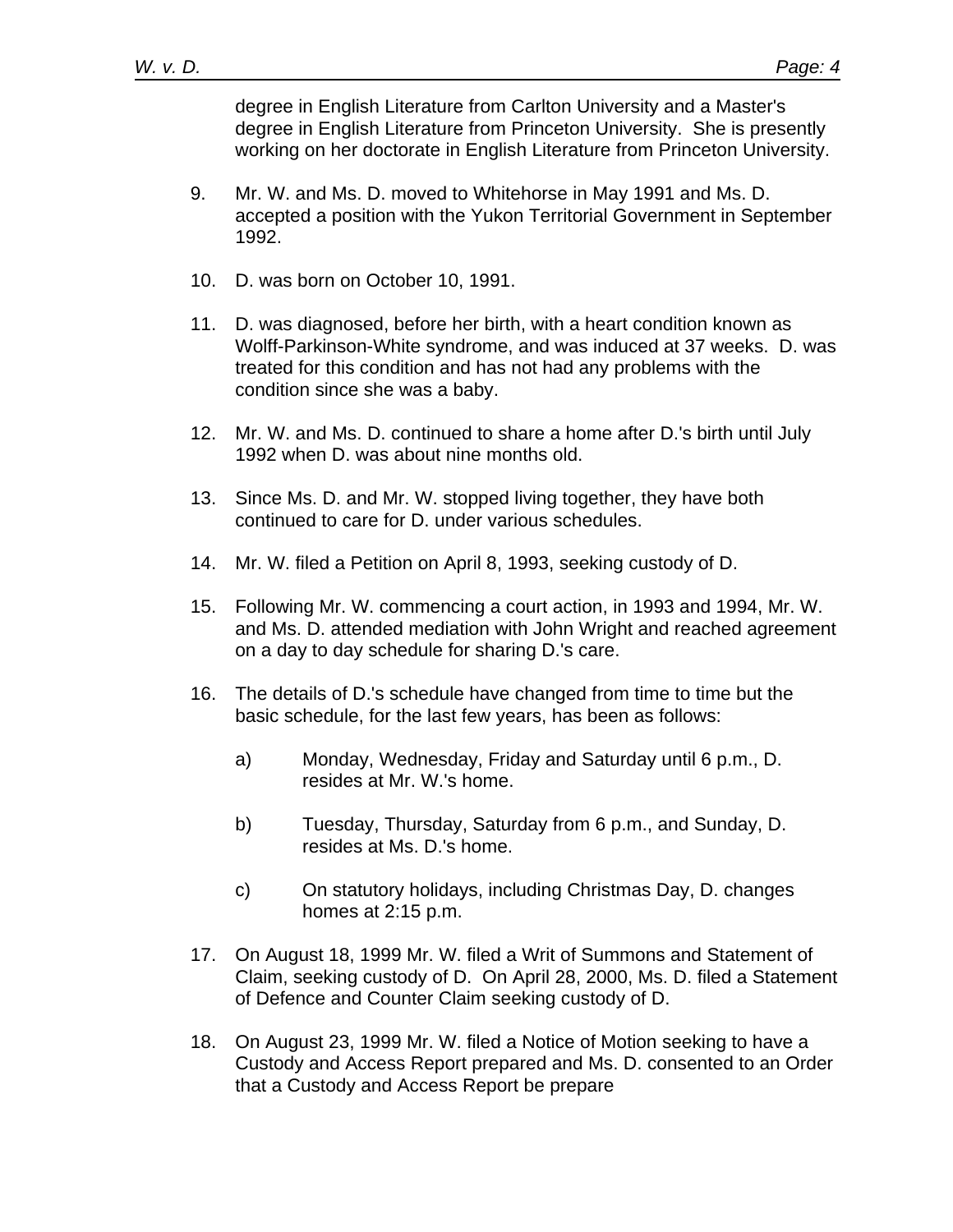degree in English Literature from Carlton University and a Master's degree in English Literature from Princeton University. She is presently working on her doctorate in English Literature from Princeton University.

9. Mr. W. and Ms. D. moved to Whitehorse in May 1991 and Ms. D. accepted a position with the Yukon Territorial Government in September 1992.

10. D. was born on October 10, 1991.

11. D. was diagnosed, before her birth, with a heart condition known as Wolff-Parkinson-White syndrome, and was induced at 37 weeks. D. was treated for this condition and has not had any problems with the condition since she was a baby.

12. Mr. W. and Ms. D. continued to share a home after D.'s birth until July 1992 when D. was about nine months old.

13. Since Ms. D. and Mr. W. stopped living together, they have both continued to care for D. under various schedules.

14. Mr. W. filed a Petition on April 8, 1993, seeking custody of D.

15. Following Mr. W. commencing a court action, in 1993 and 1994, Mr. W. and Ms. D. attended mediation with John Wright and reached agreement on a day to day schedule for sharing D.'s care.

16. The details of D.'s schedule have changed from time to time but the basic schedule, for the last few years, has been as follows:

    a) Monday, Wednesday, Friday and Saturday until 6 p.m., D. resides at Mr. W.'s home.

    b) Tuesday, Thursday, Saturday from 6 p.m., and Sunday, D. resides at Ms. D.'s home.

    c) On statutory holidays, including Christmas Day, D. changes homes at 2:15 p.m.

17. On August 18, 1999 Mr. W. filed a Writ of Summons and Statement of Claim, seeking custody of D. On April 28, 2000, Ms. D. filed a Statement of Defence and Counter Claim seeking custody of D.

18. On August 23, 1999 Mr. W. filed a Notice of Motion seeking to have a Custody and Access Report prepared and Ms. D. consented to an Order that a Custody and Access Report be prepare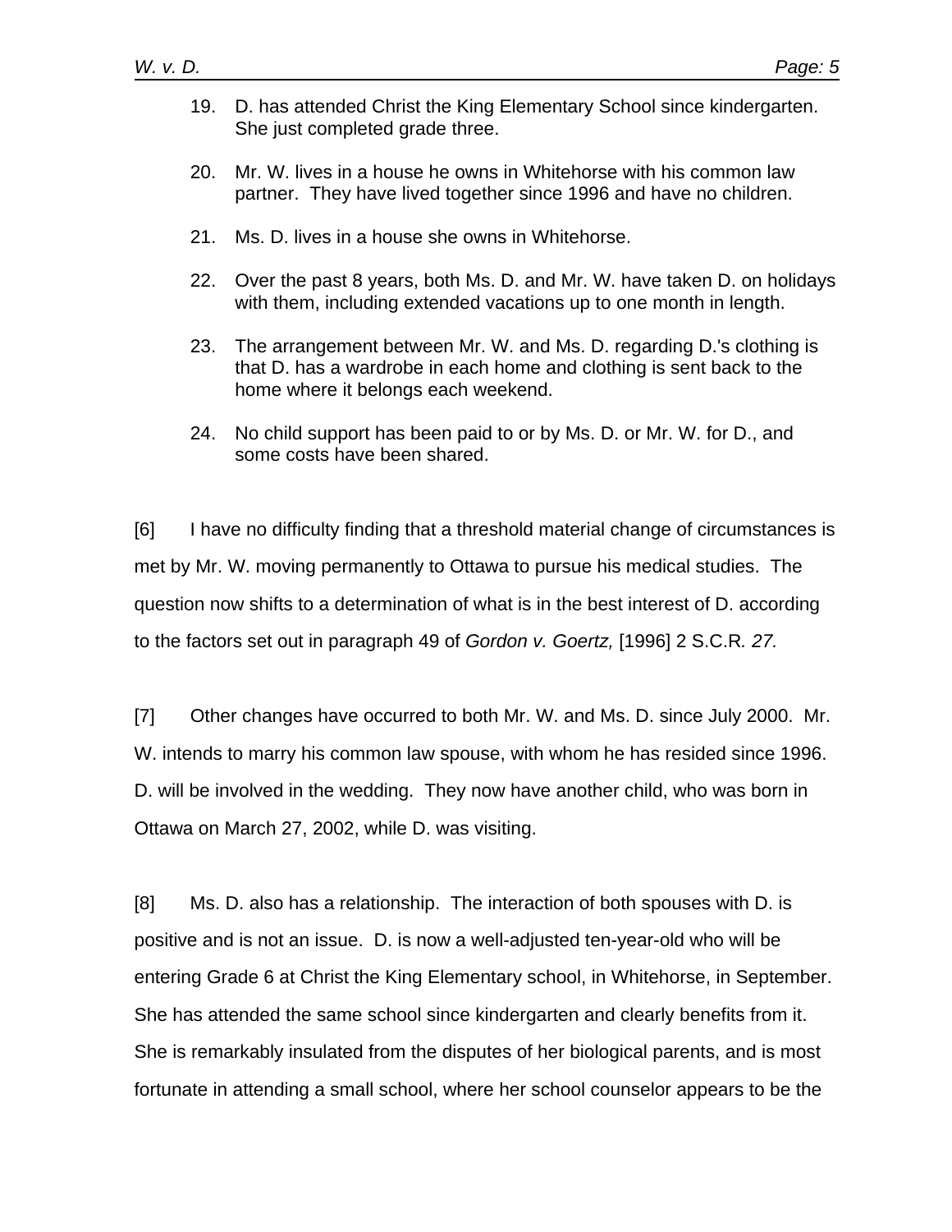19. D. has attended Christ the King Elementary School since kindergarten. She just completed grade three.

20. Mr. W. lives in a house he owns in Whitehorse with his common law partner. They have lived together since 1996 and have no children.

21. Ms. D. lives in a house she owns in Whitehorse.

22. Over the past 8 years, both Ms. D. and Mr. W. have taken D. on holidays with them, including extended vacations up to one month in length.

23. The arrangement between Mr. W. and Ms. D. regarding D.'s clothing is that D. has a wardrobe in each home and clothing is sent back to the home where it belongs each weekend.

24. No child support has been paid to or by Ms. D. or Mr. W. for D., and some costs have been shared.

[6] I have no difficulty finding that a threshold material change of circumstances is met by Mr. W. moving permanently to Ottawa to pursue his medical studies. The question now shifts to a determination of what is in the best interest of D. according to the factors set out in paragraph 49 of *Gordon v. Goertz,* [1996] 2 S.C.R*. 27.*

[7] Other changes have occurred to both Mr. W. and Ms. D. since July 2000. Mr. W. intends to marry his common law spouse, with whom he has resided since 1996. D. will be involved in the wedding. They now have another child, who was born in Ottawa on March 27, 2002, while D. was visiting.

[8] Ms. D. also has a relationship. The interaction of both spouses with D. is positive and is not an issue. D. is now a well-adjusted ten-year-old who will be entering Grade 6 at Christ the King Elementary school, in Whitehorse, in September. She has attended the same school since kindergarten and clearly benefits from it. She is remarkably insulated from the disputes of her biological parents, and is most fortunate in attending a small school, where her school counselor appears to be the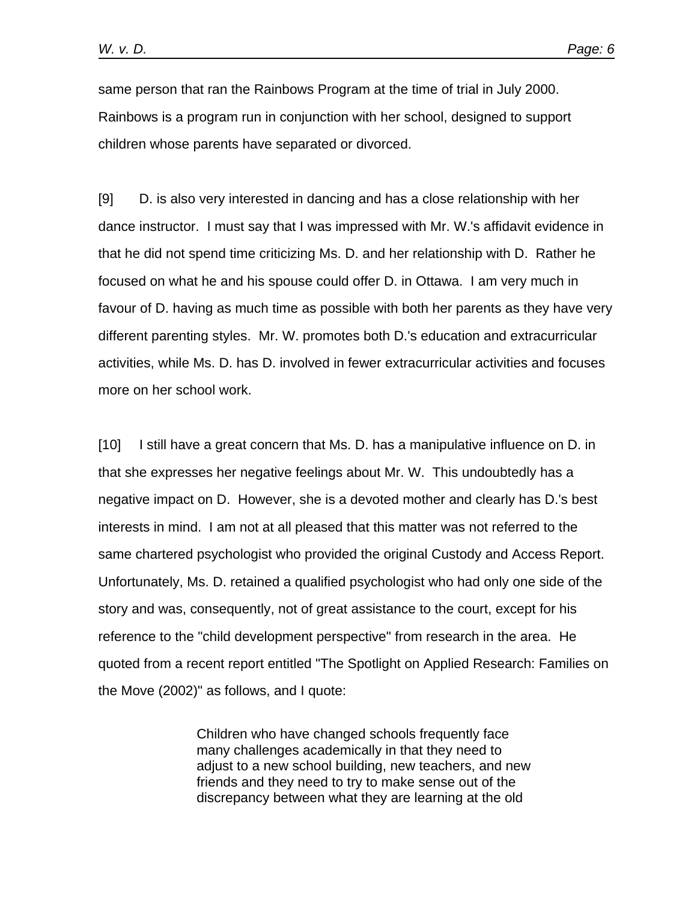same person that ran the Rainbows Program at the time of trial in July 2000. Rainbows is a program run in conjunction with her school, designed to support children whose parents have separated or divorced.

[9] D. is also very interested in dancing and has a close relationship with her dance instructor. I must say that I was impressed with Mr. W.'s affidavit evidence in that he did not spend time criticizing Ms. D. and her relationship with D. Rather he focused on what he and his spouse could offer D. in Ottawa. I am very much in favour of D. having as much time as possible with both her parents as they have very different parenting styles. Mr. W. promotes both D.'s education and extracurricular activities, while Ms. D. has D. involved in fewer extracurricular activities and focuses more on her school work.

[10] I still have a great concern that Ms. D. has a manipulative influence on D. in that she expresses her negative feelings about Mr. W. This undoubtedly has a negative impact on D. However, she is a devoted mother and clearly has D.'s best interests in mind. I am not at all pleased that this matter was not referred to the same chartered psychologist who provided the original Custody and Access Report. Unfortunately, Ms. D. retained a qualified psychologist who had only one side of the story and was, consequently, not of great assistance to the court, except for his reference to the "child development perspective" from research in the area. He quoted from a recent report entitled "The Spotlight on Applied Research: Families on the Move (2002)" as follows, and I quote:

> Children who have changed schools frequently face many challenges academically in that they need to adjust to a new school building, new teachers, and new friends and they need to try to make sense out of the discrepancy between what they are learning at the old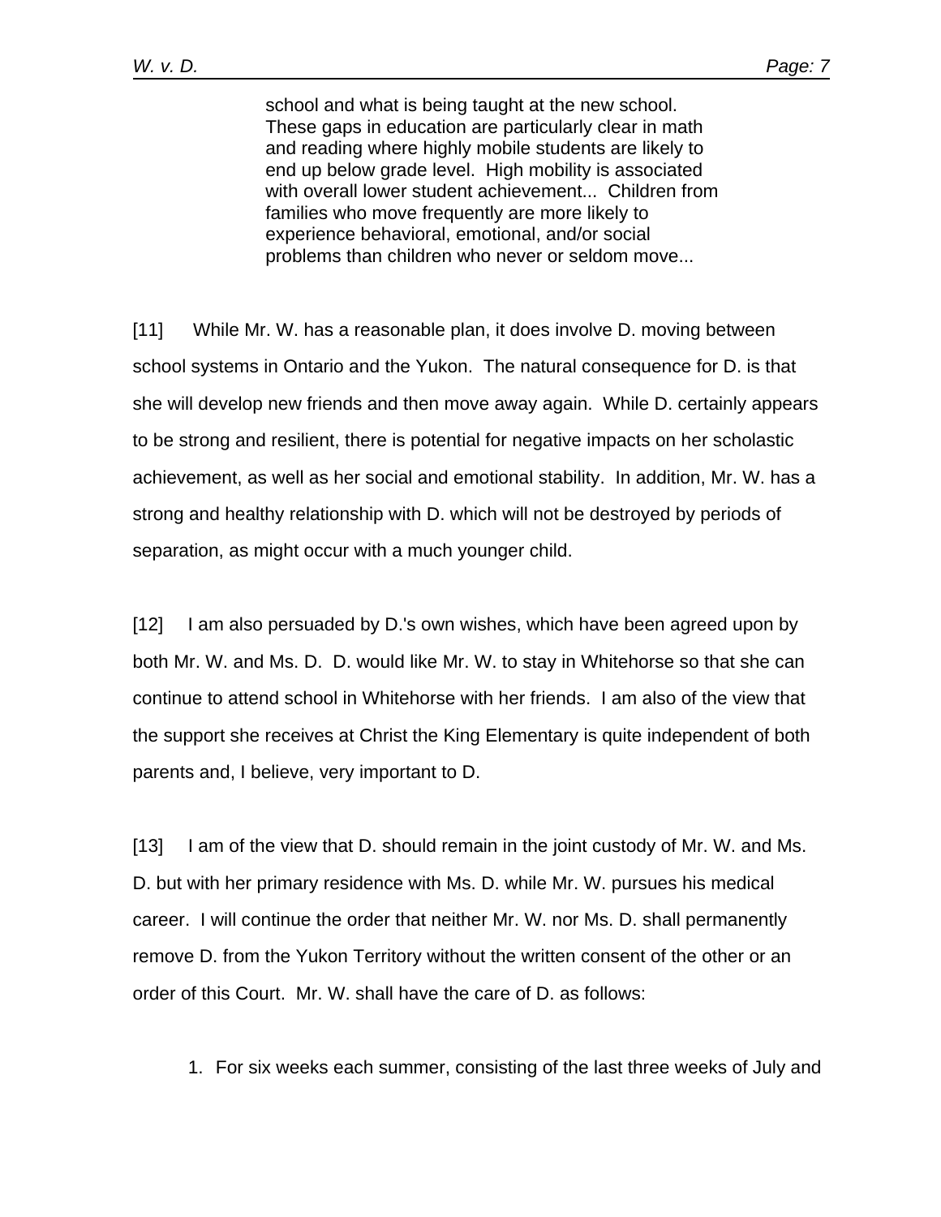> school and what is being taught at the new school. These gaps in education are particularly clear in math and reading where highly mobile students are likely to end up below grade level. High mobility is associated with overall lower student achievement... Children from families who move frequently are more likely to experience behavioral, emotional, and/or social problems than children who never or seldom move...

[11] While Mr. W. has a reasonable plan, it does involve D. moving between school systems in Ontario and the Yukon. The natural consequence for D. is that she will develop new friends and then move away again. While D. certainly appears to be strong and resilient, there is potential for negative impacts on her scholastic achievement, as well as her social and emotional stability. In addition, Mr. W. has a strong and healthy relationship with D. which will not be destroyed by periods of separation, as might occur with a much younger child.

[12] I am also persuaded by D.'s own wishes, which have been agreed upon by both Mr. W. and Ms. D. D. would like Mr. W. to stay in Whitehorse so that she can continue to attend school in Whitehorse with her friends. I am also of the view that the support she receives at Christ the King Elementary is quite independent of both parents and, I believe, very important to D.

[13] I am of the view that D. should remain in the joint custody of Mr. W. and Ms. D. but with her primary residence with Ms. D. while Mr. W. pursues his medical career. I will continue the order that neither Mr. W. nor Ms. D. shall permanently remove D. from the Yukon Territory without the written consent of the other or an order of this Court. Mr. W. shall have the care of D. as follows:

1. For six weeks each summer, consisting of the last three weeks of July and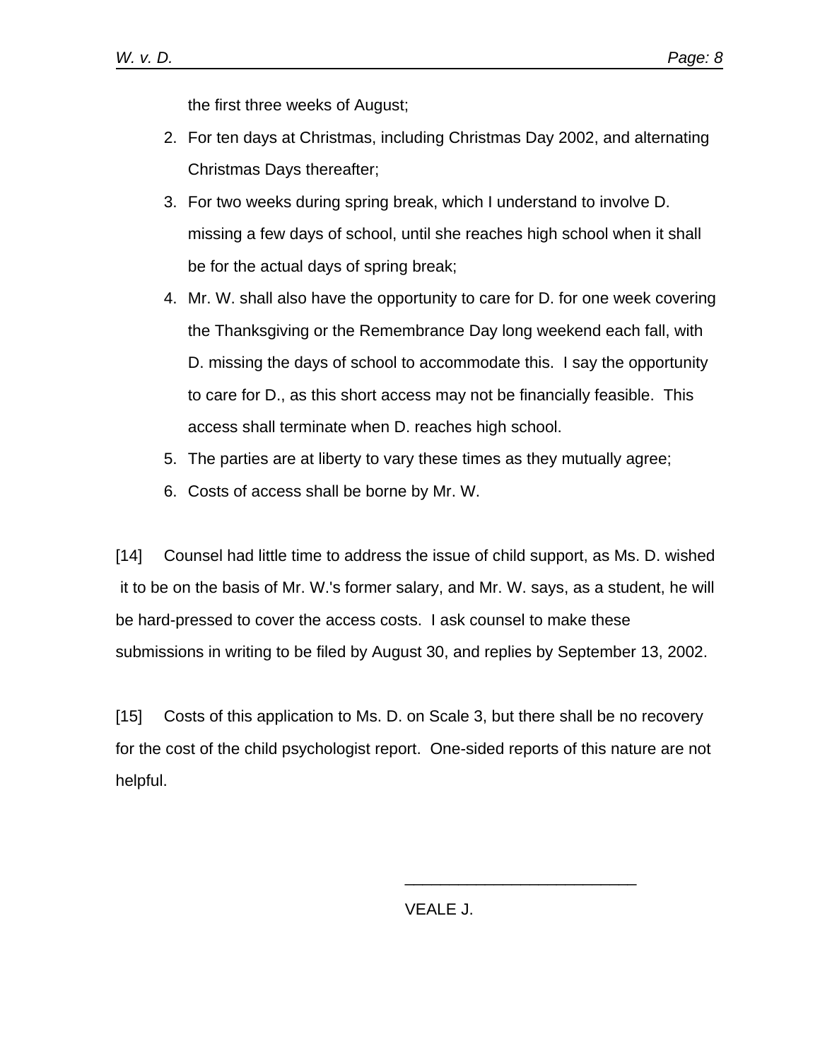the first three weeks of August;

2. For ten days at Christmas, including Christmas Day 2002, and alternating Christmas Days thereafter;
3. For two weeks during spring break, which I understand to involve D. missing a few days of school, until she reaches high school when it shall be for the actual days of spring break;
4. Mr. W. shall also have the opportunity to care for D. for one week covering the Thanksgiving or the Remembrance Day long weekend each fall, with D. missing the days of school to accommodate this. I say the opportunity to care for D., as this short access may not be financially feasible. This access shall terminate when D. reaches high school.
5. The parties are at liberty to vary these times as they mutually agree;
6. Costs of access shall be borne by Mr. W.

[14] Counsel had little time to address the issue of child support, as Ms. D. wished it to be on the basis of Mr. W.'s former salary, and Mr. W. says, as a student, he will be hard-pressed to cover the access costs. I ask counsel to make these submissions in writing to be filed by August 30, and replies by September 13, 2002.

[15] Costs of this application to Ms. D. on Scale 3, but there shall be no recovery for the cost of the child psychologist report. One-sided reports of this nature are not helpful.

___________________________

VEALE J.